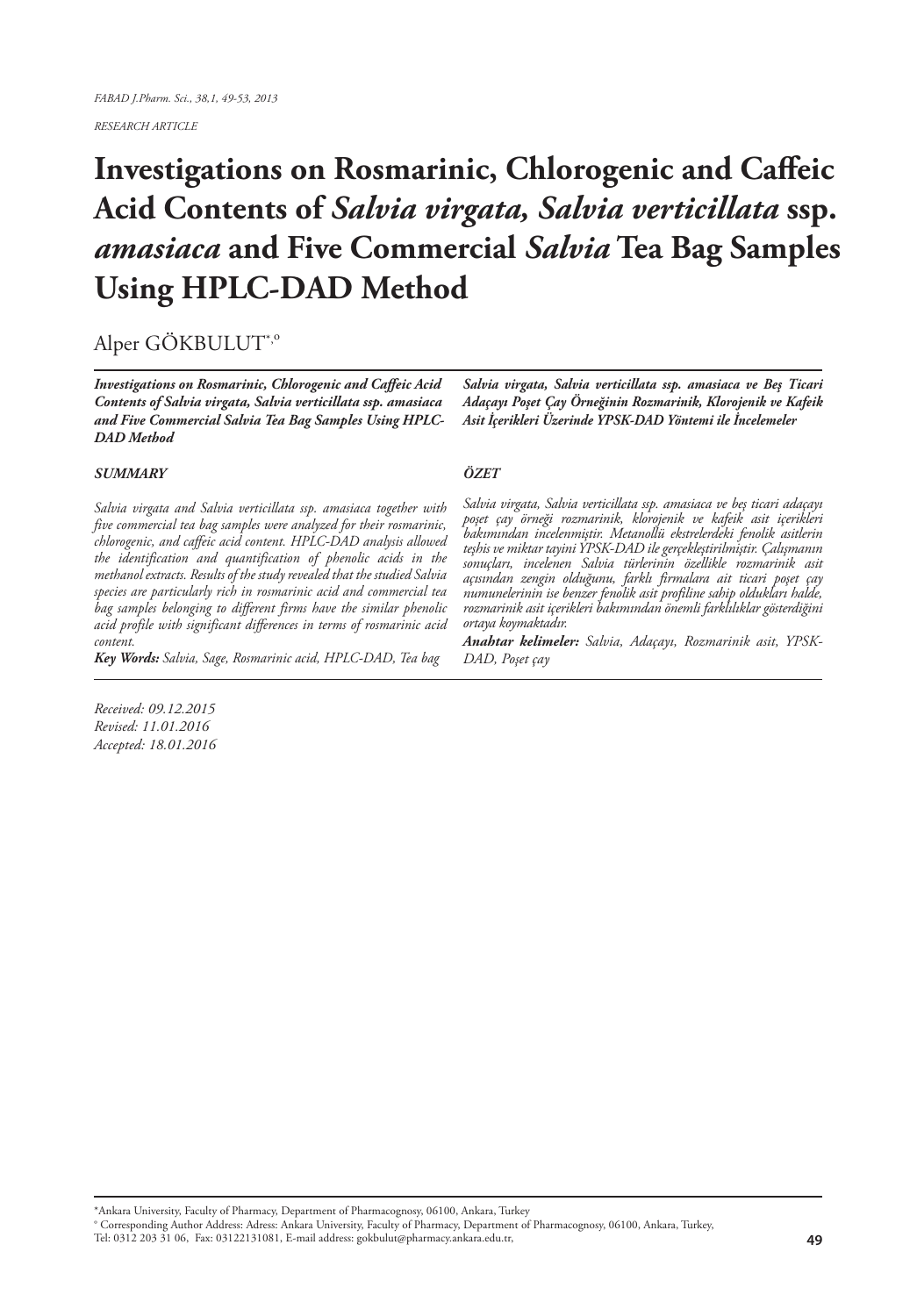RESEARCH ARTICLE

# Investigations on Rosmarinic, Chlorogenic and Caffeic Acid Contents of *Salvia virgata, Salvia verticillata* ssp. *amasiaca* and Five Commercial *Salvia* Tea Bag Samples Using HPLC-DAD Method

Alper GÖKBULUT[*,º]

***Investigations on Rosmarinic, Chlorogenic and Caffeic Acid Contents of Salvia virgata, Salvia verticillata ssp. amasiaca and Five Commercial Salvia Tea Bag Samples Using HPLC-DAD Method***

***SUMMARY***

*Salvia virgata and Salvia verticillata ssp. amasiaca together with five commercial tea bag samples were analyzed for their rosmarinic, chlorogenic, and caffeic acid content. HPLC-DAD analysis allowed the identification and quantification of phenolic acids in the methanol extracts. Results of the study revealed that the studied Salvia species are particularly rich in rosmarinic acid and commercial tea bag samples belonging to different firms have the similar phenolic acid profile with significant differences in terms of rosmarinic acid content.*

***Key Words:*** *Salvia, Sage, Rosmarinic acid, HPLC-DAD, Tea bag*

***Salvia virgata, Salvia verticillata ssp. amasiaca ve Beş Ticari Adaçayı Poşet Çay Örneğinin Rozmarinik, Klorojenik ve Kafeik Asit İçerikleri Üzerinde YPSK-DAD Yöntemi ile İncelemeler***

***ÖZET***

*Salvia virgata, Salvia verticillata ssp. amasiaca ve beş ticari adaçayı poşet çay örneği rozmarinik, klorojenik ve kafeik asit içerikleri bakımından incelenmiştir. Metanollü ekstrelerdeki fenolik asitlerin teşhis ve miktar tayini YPSK-DAD ile gerçekleştirilmiştir. Çalışmanın sonuçları, incelenen Salvia türlerinin özellikle rozmarinik asit açısından zengin olduğunu, farklı firmalara ait ticari poşet çay numunelerinin ise benzer fenolik asit profiline sahip oldukları halde, rozmarinik asit içerikleri bakımından önemli farklılıklar gösterdiğini ortaya koymaktadır.*

***Anahtar kelimeler:*** *Salvia, Adaçayı, Rozmarinik asit, YPSK-DAD, Poşet çay*

*Received: 09.12.2015*
*Revised: 11.01.2016*
*Accepted: 18.01.2016*

---

[*] Ankara University, Faculty of Pharmacy, Department of Pharmacognosy, 06100, Ankara, Turkey

[º] Corresponding Author Address: Adress: Ankara University, Faculty of Pharmacy, Department of Pharmacognosy, 06100, Ankara, Turkey, Tel: 0312 203 31 06, Fax: 03122131081, E-mail address: gokbulut@pharmacy.ankara.edu.tr,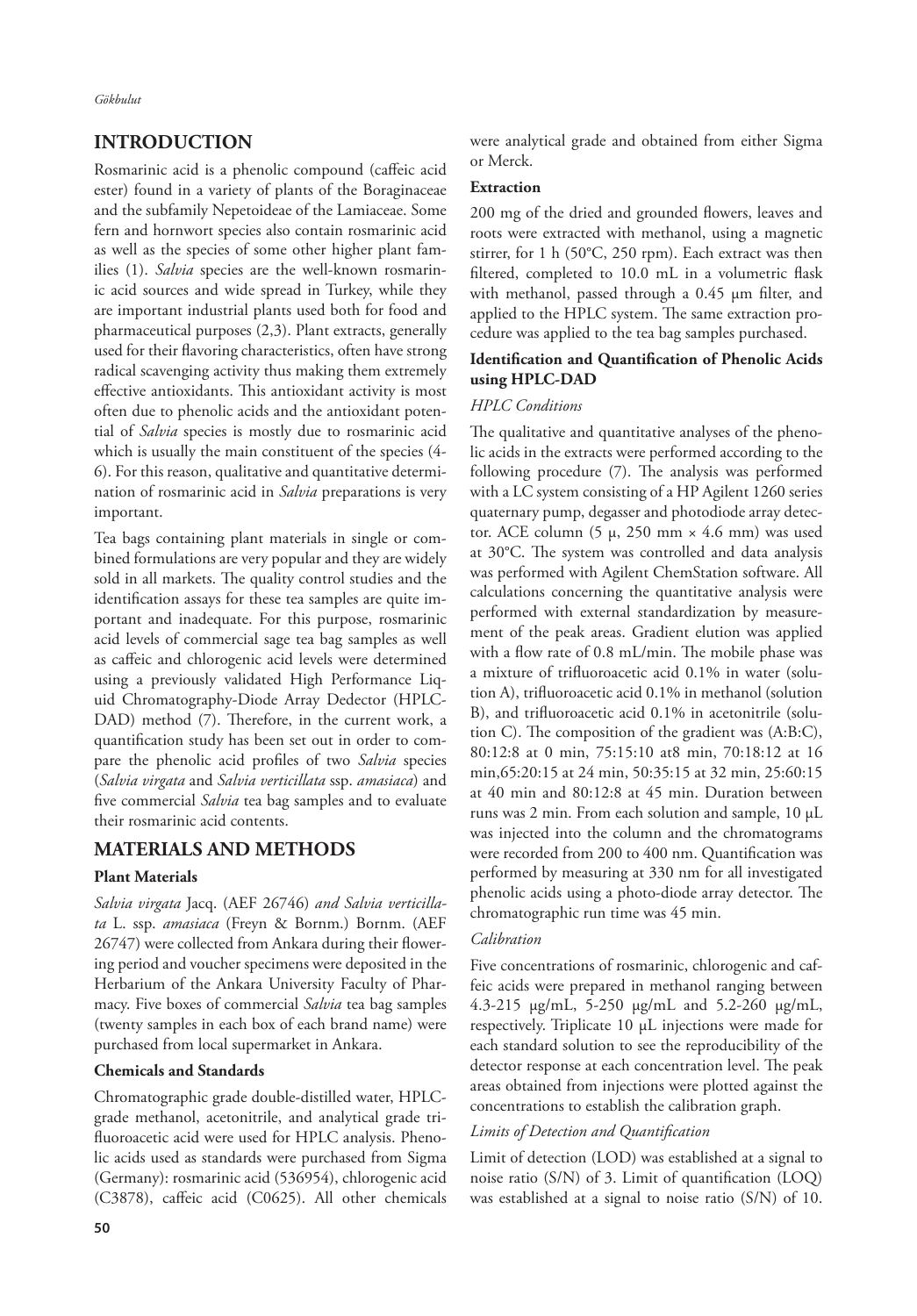## INTRODUCTION

Rosmarinic acid is a phenolic compound (caffeic acid ester) found in a variety of plants of the Boraginaceae and the subfamily Nepetoideae of the Lamiaceae. Some fern and hornwort species also contain rosmarinic acid as well as the species of some other higher plant families (1). *Salvia* species are the well-known rosmarinic acid sources and wide spread in Turkey, while they are important industrial plants used both for food and pharmaceutical purposes (2,3). Plant extracts, generally used for their flavoring characteristics, often have strong radical scavenging activity thus making them extremely effective antioxidants. This antioxidant activity is most often due to phenolic acids and the antioxidant potential of *Salvia* species is mostly due to rosmarinic acid which is usually the main constituent of the species (4-6). For this reason, qualitative and quantitative determination of rosmarinic acid in *Salvia* preparations is very important.

Tea bags containing plant materials in single or combined formulations are very popular and they are widely sold in all markets. The quality control studies and the identification assays for these tea samples are quite important and inadequate. For this purpose, rosmarinic acid levels of commercial sage tea bag samples as well as caffeic and chlorogenic acid levels were determined using a previously validated High Performance Liquid Chromatography-Diode Array Dedector (HPLC-DAD) method (7). Therefore, in the current work, a quantification study has been set out in order to compare the phenolic acid profiles of two *Salvia* species (*Salvia virgata* and *Salvia verticillata* ssp. *amasiaca*) and five commercial *Salvia* tea bag samples and to evaluate their rosmarinic acid contents.

## MATERIALS AND METHODS

### Plant Materials

*Salvia virgata* Jacq. (AEF 26746) *and Salvia verticillata* L. ssp. *amasiaca* (Freyn & Bornm.) Bornm. (AEF 26747) were collected from Ankara during their flowering period and voucher specimens were deposited in the Herbarium of the Ankara University Faculty of Pharmacy. Five boxes of commercial *Salvia* tea bag samples (twenty samples in each box of each brand name) were purchased from local supermarket in Ankara.

### Chemicals and Standards

Chromatographic grade double-distilled water, HPLC-grade methanol, acetonitrile, and analytical grade trifluoroacetic acid were used for HPLC analysis. Phenolic acids used as standards were purchased from Sigma (Germany): rosmarinic acid (536954), chlorogenic acid (C3878), caffeic acid (C0625). All other chemicals were analytical grade and obtained from either Sigma or Merck.

### Extraction

200 mg of the dried and grounded flowers, leaves and roots were extracted with methanol, using a magnetic stirrer, for 1 h (50°C, 250 rpm). Each extract was then filtered, completed to 10.0 mL in a volumetric flask with methanol, passed through a 0.45 µm filter, and applied to the HPLC system. The same extraction procedure was applied to the tea bag samples purchased.

### Identification and Quantification of Phenolic Acids using HPLC-DAD

*HPLC Conditions*

The qualitative and quantitative analyses of the phenolic acids in the extracts were performed according to the following procedure (7). The analysis was performed with a LC system consisting of a HP Agilent 1260 series quaternary pump, degasser and photodiode array detector. ACE column (5 µ, 250 mm × 4.6 mm) was used at 30°C. The system was controlled and data analysis was performed with Agilent ChemStation software. All calculations concerning the quantitative analysis were performed with external standardization by measurement of the peak areas. Gradient elution was applied with a flow rate of 0.8 mL/min. The mobile phase was a mixture of trifluoroacetic acid 0.1% in water (solution A), trifluoroacetic acid 0.1% in methanol (solution B), and trifluoroacetic acid 0.1% in acetonitrile (solution C). The composition of the gradient was (A:B:C), 80:12:8 at 0 min, 75:15:10 at8 min, 70:18:12 at 16 min,65:20:15 at 24 min, 50:35:15 at 32 min, 25:60:15 at 40 min and 80:12:8 at 45 min. Duration between runs was 2 min. From each solution and sample, 10 µL was injected into the column and the chromatograms were recorded from 200 to 400 nm. Quantification was performed by measuring at 330 nm for all investigated phenolic acids using a photo-diode array detector. The chromatographic run time was 45 min.

*Calibration*

Five concentrations of rosmarinic, chlorogenic and caffeic acids were prepared in methanol ranging between 4.3-215 µg/mL, 5-250 µg/mL and 5.2-260 µg/mL, respectively. Triplicate 10 µL injections were made for each standard solution to see the reproducibility of the detector response at each concentration level. The peak areas obtained from injections were plotted against the concentrations to establish the calibration graph.

*Limits of Detection and Quantification*

Limit of detection (LOD) was established at a signal to noise ratio (S/N) of 3. Limit of quantification (LOQ) was established at a signal to noise ratio (S/N) of 10.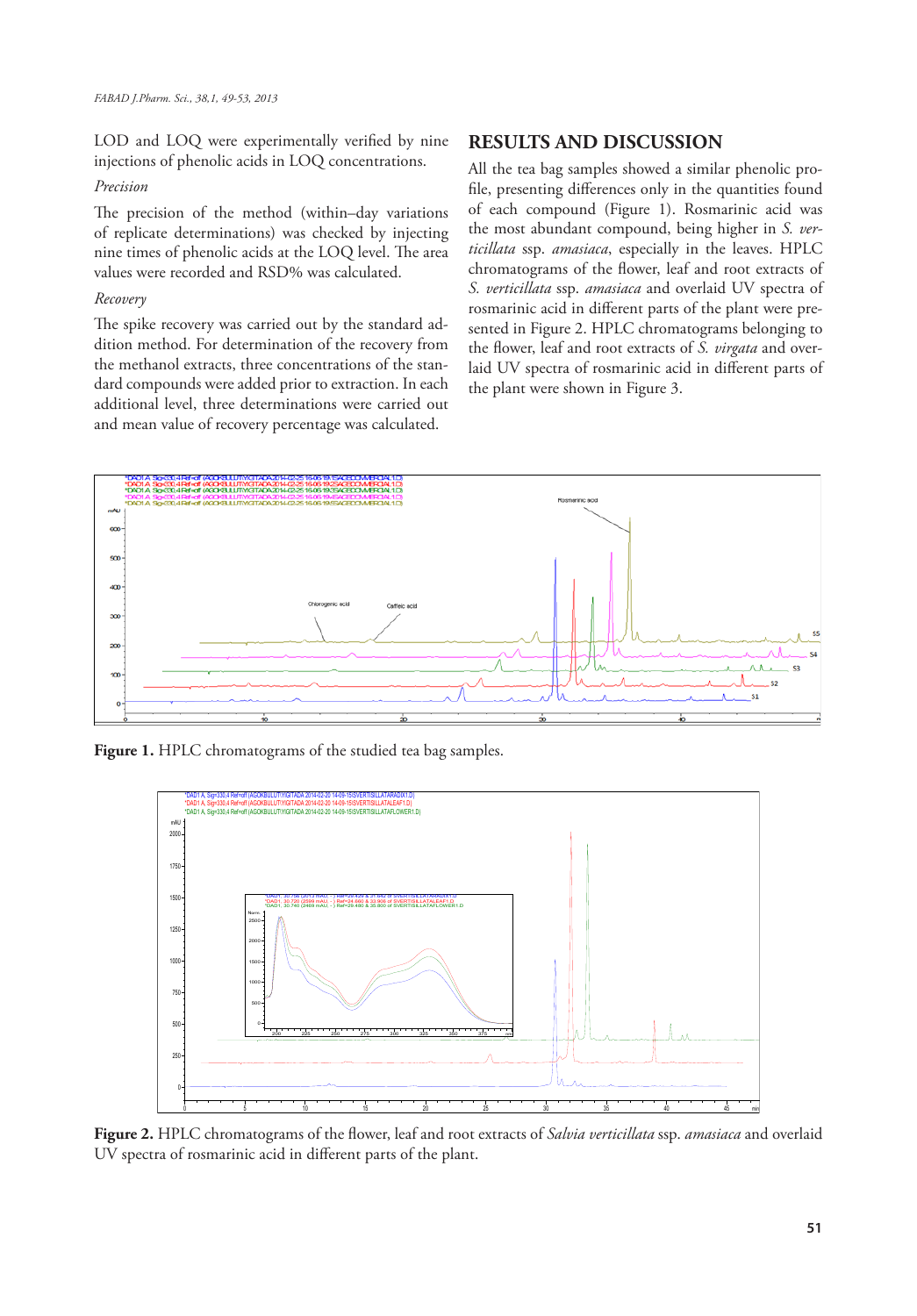LOD and LOQ were experimentally verified by nine injections of phenolic acids in LOQ concentrations.

*Precision*

The precision of the method (within–day variations of replicate determinations) was checked by injecting nine times of phenolic acids at the LOQ level. The area values were recorded and RSD% was calculated.

*Recovery*

The spike recovery was carried out by the standard addition method. For determination of the recovery from the methanol extracts, three concentrations of the standard compounds were added prior to extraction. In each additional level, three determinations were carried out and mean value of recovery percentage was calculated.

## RESULTS AND DISCUSSION

All the tea bag samples showed a similar phenolic profile, presenting differences only in the quantities found of each compound (Figure 1). Rosmarinic acid was the most abundant compound, being higher in *S. verticillata* ssp. *amasiaca*, especially in the leaves. HPLC chromatograms of the flower, leaf and root extracts of *S. verticillata* ssp. *amasiaca* and overlaid UV spectra of rosmarinic acid in different parts of the plant were presented in Figure 2. HPLC chromatograms belonging to the flower, leaf and root extracts of *S. virgata* and overlaid UV spectra of rosmarinic acid in different parts of the plant were shown in Figure 3.

**Figure 1.** HPLC chromatograms of the studied tea bag samples.

**Figure 2.** HPLC chromatograms of the flower, leaf and root extracts of *Salvia verticillata* ssp. *amasiaca* and overlaid UV spectra of rosmarinic acid in different parts of the plant.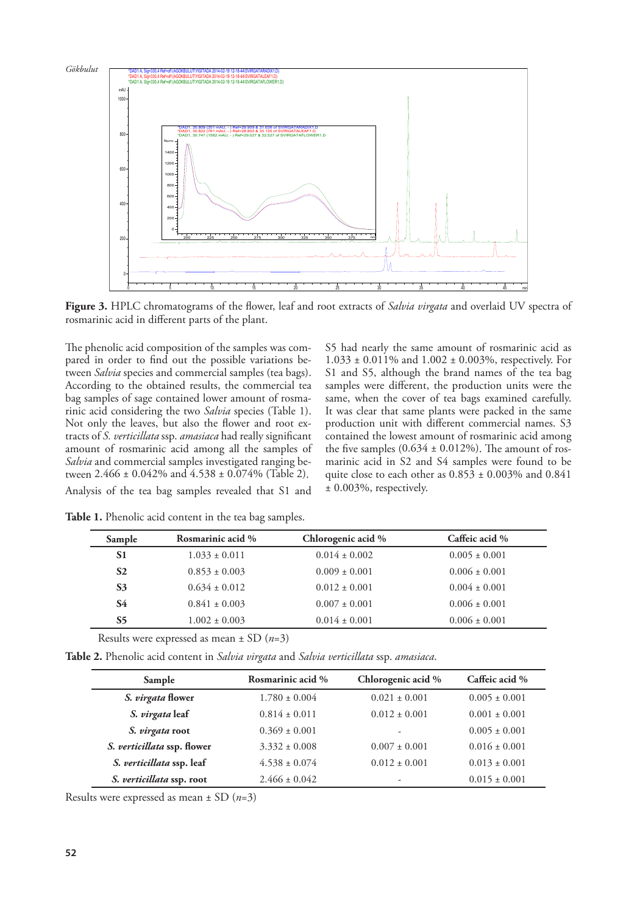**Figure 3.** HPLC chromatograms of the flower, leaf and root extracts of *Salvia virgata* and overlaid UV spectra of rosmarinic acid in different parts of the plant.

The phenolic acid composition of the samples was compared in order to find out the possible variations between *Salvia* species and commercial samples (tea bags). According to the obtained results, the commercial tea bag samples of sage contained lower amount of rosmarinic acid considering the two *Salvia* species (Table 1). Not only the leaves, but also the flower and root extracts of *S. verticillata* ssp. *amasiaca* had really significant amount of rosmarinic acid among all the samples of *Salvia* and commercial samples investigated ranging between 2.466 ± 0.042% and 4.538 ± 0.074% (Table 2).

Analysis of the tea bag samples revealed that S1 and S5 had nearly the same amount of rosmarinic acid as 1.033 ± 0.011% and 1.002 ± 0.003%, respectively. For S1 and S5, although the brand names of the tea bag samples were different, the production units were the same, when the cover of tea bags examined carefully. It was clear that same plants were packed in the same production unit with different commercial names. S3 contained the lowest amount of rosmarinic acid among the five samples (0.634 ± 0.012%). The amount of rosmarinic acid in S2 and S4 samples were found to be quite close to each other as 0.853 ± 0.003% and 0.841 ± 0.003%, respectively.

**Table 1.** Phenolic acid content in the tea bag samples.

| Sample | Rosmarinic acid % | Chlorogenic acid % | Caffeic acid % |
|---|---|---|---|
| **S1** | 1.033 ± 0.011 | 0.014 ± 0.002 | 0.005 ± 0.001 |
| **S2** | 0.853 ± 0.003 | 0.009 ± 0.001 | 0.006 ± 0.001 |
| **S3** | 0.634 ± 0.012 | 0.012 ± 0.001 | 0.004 ± 0.001 |
| **S4** | 0.841 ± 0.003 | 0.007 ± 0.001 | 0.006 ± 0.001 |
| **S5** | 1.002 ± 0.003 | 0.014 ± 0.001 | 0.006 ± 0.001 |

Results were expressed as mean ± SD (*n*=3)

**Table 2.** Phenolic acid content in *Salvia virgata* and *Salvia verticillata* ssp. *amasiaca*.

| Sample | Rosmarinic acid % | Chlorogenic acid % | Caffeic acid % |
|---|---|---|---|
| ***S. virgata* flower** | 1.780 ± 0.004 | 0.021 ± 0.001 | 0.005 ± 0.001 |
| ***S. virgata* leaf** | 0.814 ± 0.011 | 0.012 ± 0.001 | 0.001 ± 0.001 |
| ***S. virgata* root** | 0.369 ± 0.001 | - | 0.005 ± 0.001 |
| ***S. verticillata* ssp. flower** | 3.332 ± 0.008 | 0.007 ± 0.001 | 0.016 ± 0.001 |
| ***S. verticillata* ssp. leaf** | 4.538 ± 0.074 | 0.012 ± 0.001 | 0.013 ± 0.001 |
| ***S. verticillata* ssp. root** | 2.466 ± 0.042 | - | 0.015 ± 0.001 |

Results were expressed as mean ± SD (*n*=3)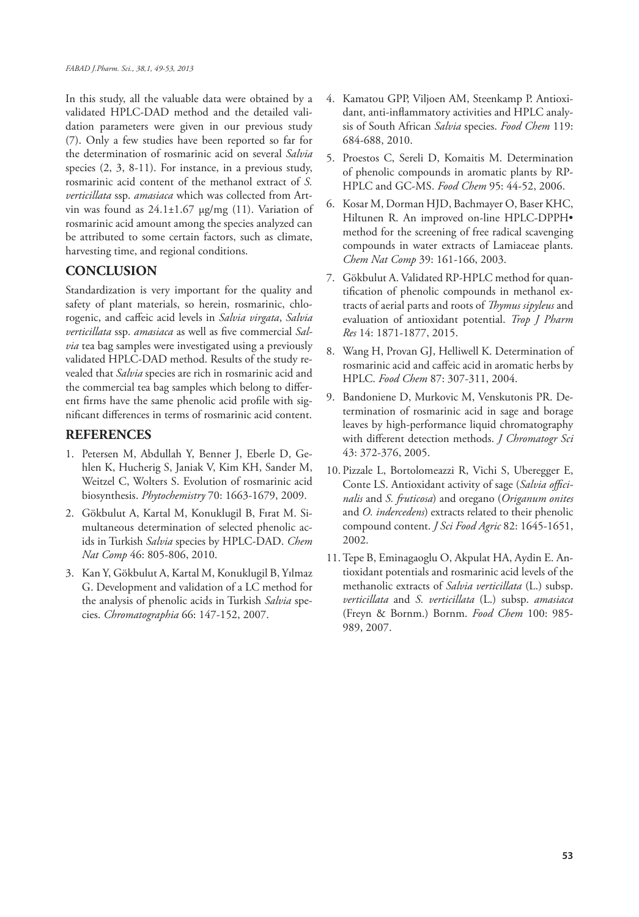In this study, all the valuable data were obtained by a validated HPLC-DAD method and the detailed validation parameters were given in our previous study (7). Only a few studies have been reported so far for the determination of rosmarinic acid on several *Salvia* species (2, 3, 8-11). For instance, in a previous study, rosmarinic acid content of the methanol extract of *S. verticillata* ssp. *amasiaca* which was collected from Artvin was found as 24.1±1.67 µg/mg (11). Variation of rosmarinic acid amount among the species analyzed can be attributed to some certain factors, such as climate, harvesting time, and regional conditions.

## CONCLUSION

Standardization is very important for the quality and safety of plant materials, so herein, rosmarinic, chlorogenic, and caffeic acid levels in *Salvia virgata*, *Salvia verticillata* ssp. *amasiaca* as well as five commercial *Salvia* tea bag samples were investigated using a previously validated HPLC-DAD method. Results of the study revealed that *Salvia* species are rich in rosmarinic acid and the commercial tea bag samples which belong to different firms have the same phenolic acid profile with significant differences in terms of rosmarinic acid content.

## REFERENCES

1. Petersen M, Abdullah Y, Benner J, Eberle D, Gehlen K, Hucherig S, Janiak V, Kim KH, Sander M, Weitzel C, Wolters S. Evolution of rosmarinic acid biosynthesis. *Phytochemistry* 70: 1663-1679, 2009.
2. Gökbulut A, Kartal M, Konuklugil B, Fırat M. Simultaneous determination of selected phenolic acids in Turkish *Salvia* species by HPLC-DAD. *Chem Nat Comp* 46: 805-806, 2010.
3. Kan Y, Gökbulut A, Kartal M, Konuklugil B, Yılmaz G. Development and validation of a LC method for the analysis of phenolic acids in Turkish *Salvia* species. *Chromatographia* 66: 147-152, 2007.
4. Kamatou GPP, Viljoen AM, Steenkamp P. Antioxidant, anti-inflammatory activities and HPLC analysis of South African *Salvia* species. *Food Chem* 119: 684-688, 2010.
5. Proestos C, Sereli D, Komaitis M. Determination of phenolic compounds in aromatic plants by RP-HPLC and GC-MS. *Food Chem* 95: 44-52, 2006.
6. Kosar M, Dorman HJD, Bachmayer O, Baser KHC, Hiltunen R. An improved on-line HPLC-DPPH• method for the screening of free radical scavenging compounds in water extracts of Lamiaceae plants. *Chem Nat Comp* 39: 161-166, 2003.
7. Gökbulut A. Validated RP-HPLC method for quantification of phenolic compounds in methanol extracts of aerial parts and roots of *Thymus sipyleus* and evaluation of antioxidant potential. *Trop J Pharm Res* 14: 1871-1877, 2015.
8. Wang H, Provan GJ, Helliwell K. Determination of rosmarinic acid and caffeic acid in aromatic herbs by HPLC. *Food Chem* 87: 307-311, 2004.
9. Bandoniene D, Murkovic M, Venskutonis PR. Determination of rosmarinic acid in sage and borage leaves by high-performance liquid chromatography with different detection methods. *J Chromatogr Sci* 43: 372-376, 2005.
10. Pizzale L, Bortolomeazzi R, Vichi S, Uberegger E, Conte LS. Antioxidant activity of sage (*Salvia officinalis* and *S. fruticosa*) and oregano (*Origanum onites* and *O. indercedens*) extracts related to their phenolic compound content. *J Sci Food Agric* 82: 1645-1651, 2002.
11. Tepe B, Eminagaoglu O, Akpulat HA, Aydin E. Antioxidant potentials and rosmarinic acid levels of the methanolic extracts of *Salvia verticillata* (L.) subsp. *verticillata* and *S. verticillata* (L.) subsp. *amasiaca* (Freyn & Bornm.) Bornm. *Food Chem* 100: 985-989, 2007.